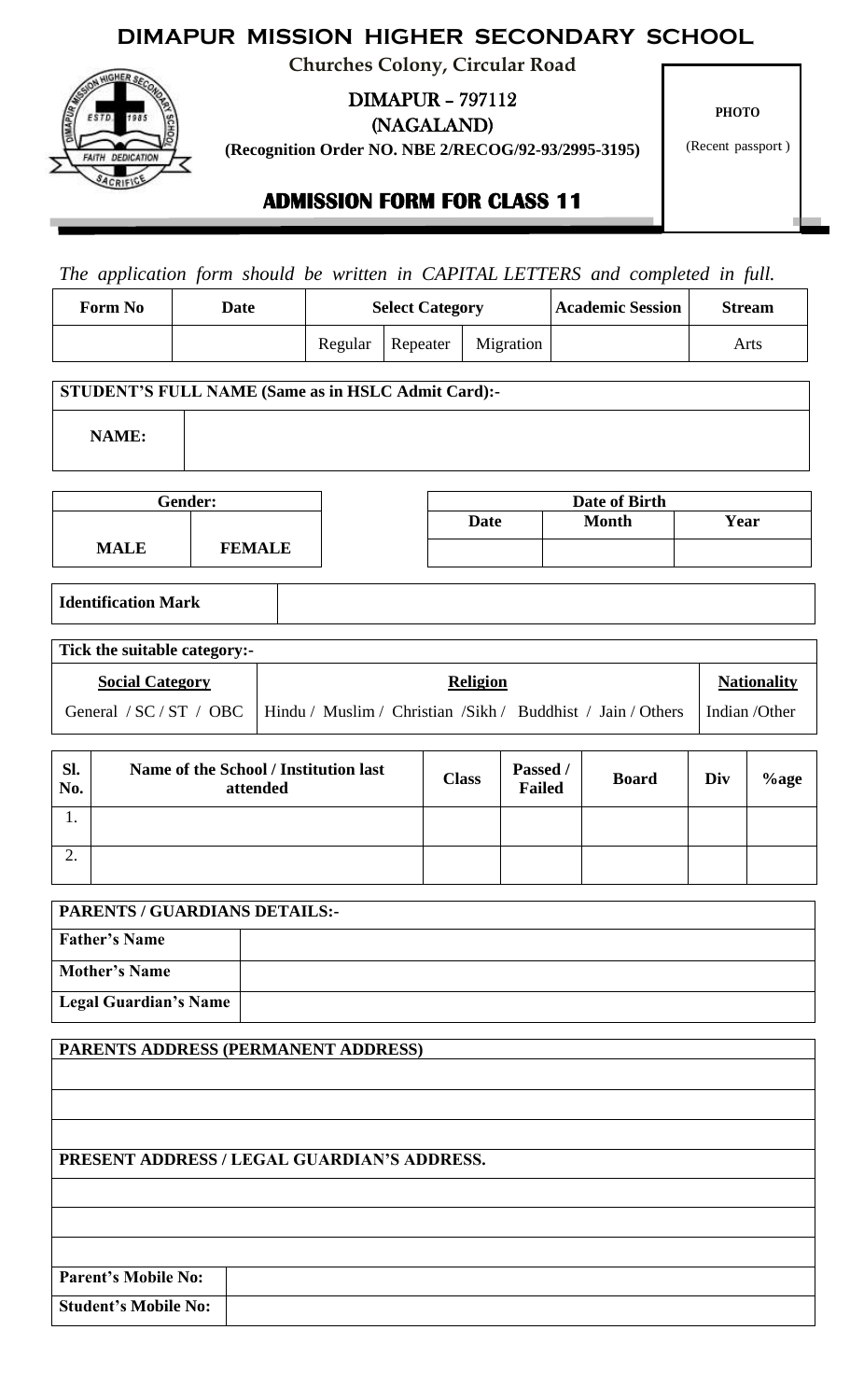# DIMAPUR MISSION HIGHER SECONDARY SCHOOL

**Churches Colony, Circular Road**

**DIMAPUR – 797112**

**(NAGALAND)**

**(Recognition Order NO. NBE 2/RECOG/92-93/2995-3195)**

**PHOTO**

(Recent passport )

## ADMISSION FORM FOR CLASS 11

*The application form should be written in CAPITAL LETTERS and completed in full.*

| Form No | Date | Select Category | | | Academic Session | Stream |
|---|---|---|---|---|---|---|
| | | Regular | Repeater | Migration | | Arts |

| STUDENT'S FULL NAME (Same as in HSLC Admit Card):- | |
|---|---|
| NAME: | |

| Gender: | |
|---|---|
| MALE | FEMALE |

| Date of Birth | | |
|---|---|---|
| Date | Month | Year |
| | | |

| Identification Mark | |
|---|---|

| Tick the suitable category:- | | |
|---|---|---|
| Social Category | Religion | Nationality |
| General / SC / ST / OBC | Hindu / Muslim / Christian /Sikh / Buddhist / Jain / Others | Indian /Other |

| Sl. No. | Name of the School / Institution last attended | Class | Passed / Failed | Board | Div | %age |
|---|---|---|---|---|---|---|
| 1. | | | | | | |
| 2. | | | | | | |

| PARENTS / GUARDIANS DETAILS:- | |
|---|---|
| Father's Name | |
| Mother's Name | |
| Legal Guardian's Name | |

| PARENTS ADDRESS (PERMANENT ADDRESS) | |
|---|---|
| | |
| | |
| | |
| PRESENT ADDRESS / LEGAL GUARDIAN'S ADDRESS. | |
| | |
| | |
| | |
| Parent's Mobile No: | |
| Student's Mobile No: | |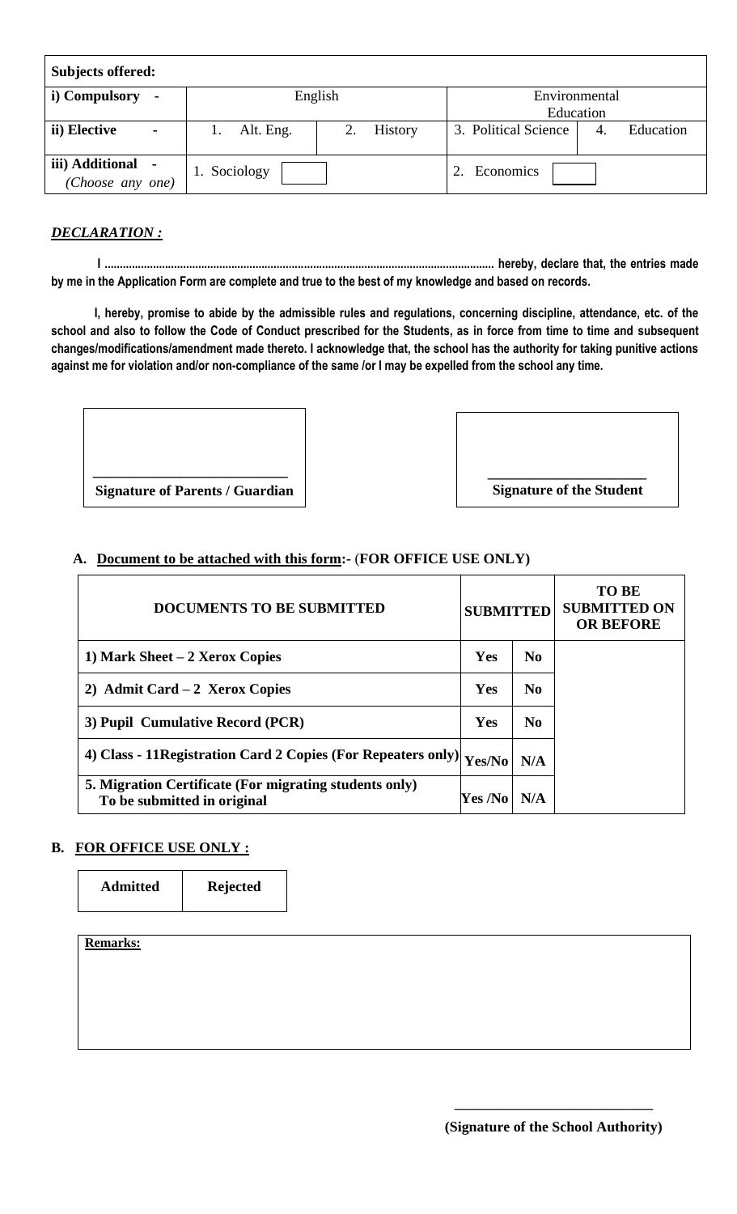| **Subjects offered:** | | | | |
| --- | --- | --- | --- | --- |
| **i) Compulsory -** | English | | Environmental Education | |
| **ii) Elective -** | 1. Alt. Eng. | 2. History | 3. Political Science | 4. Education |
| **iii) Additional -** *(Choose any one)* | 1. Sociology | | 2. Economics | |

***DECLARATION :***

**I ................................................................................................................................ hereby, declare that, the entries made by me in the Application Form are complete and true to the best of my knowledge and based on records.**

**I, hereby, promise to abide by the admissible rules and regulations, concerning discipline, attendance, etc. of the school and also to follow the Code of Conduct prescribed for the Students, as in force from time to time and subsequent changes/modifications/amendment made thereto. I acknowledge that, the school has the authority for taking punitive actions against me for violation and/or non-compliance of the same /or I may be expelled from the school any time.**

**Signature of Parents / Guardian**

**Signature of the Student**

**A. Document to be attached with this form:- (FOR OFFICE USE ONLY)**

| DOCUMENTS TO BE SUBMITTED | SUBMITTED | | TO BE SUBMITTED ON OR BEFORE |
| --- | --- | --- | --- |
| 1) Mark Sheet – 2 Xerox Copies | Yes | No | |
| 2) Admit Card – 2 Xerox Copies | Yes | No | |
| 3) Pupil Cumulative Record (PCR) | Yes | No | |
| 4) Class - 11Registration Card 2 Copies (For Repeaters only) | Yes/No | N/A | |
| 5. Migration Certificate (For migrating students only) To be submitted in original | Yes /No | N/A | |

**B. FOR OFFICE USE ONLY :**

| Admitted | Rejected |
| --- | --- |

**Remarks:**

**(Signature of the School Authority)**